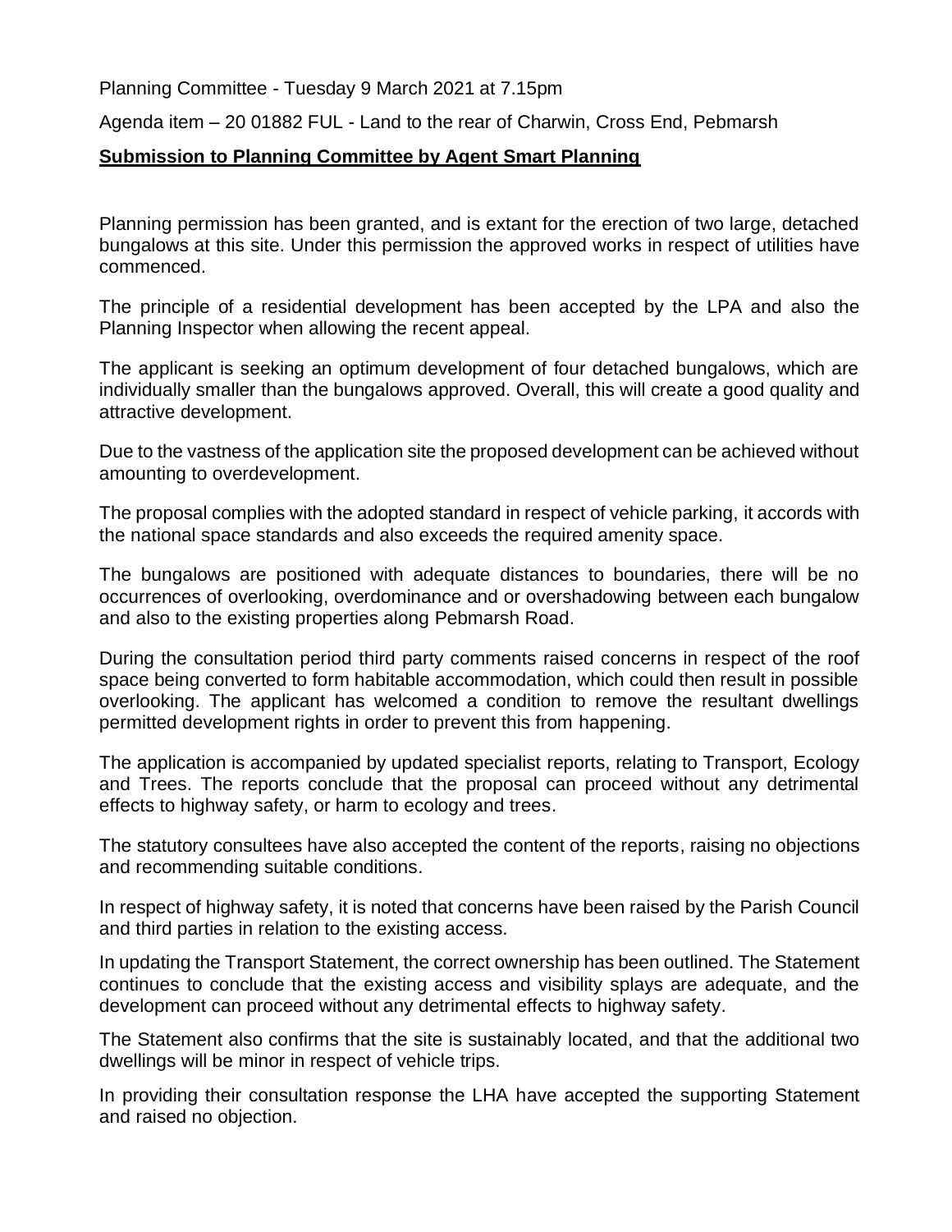Planning Committee - Tuesday 9 March 2021 at 7.15pm

Agenda item – 20 01882 FUL - Land to the rear of Charwin, Cross End, Pebmarsh

**Submission to Planning Committee by Agent Smart Planning**

Planning permission has been granted, and is extant for the erection of two large, detached bungalows at this site. Under this permission the approved works in respect of utilities have commenced.

The principle of a residential development has been accepted by the LPA and also the Planning Inspector when allowing the recent appeal.

The applicant is seeking an optimum development of four detached bungalows, which are individually smaller than the bungalows approved. Overall, this will create a good quality and attractive development.

Due to the vastness of the application site the proposed development can be achieved without amounting to overdevelopment.

The proposal complies with the adopted standard in respect of vehicle parking, it accords with the national space standards and also exceeds the required amenity space.

The bungalows are positioned with adequate distances to boundaries, there will be no occurrences of overlooking, overdominance and or overshadowing between each bungalow and also to the existing properties along Pebmarsh Road.

During the consultation period third party comments raised concerns in respect of the roof space being converted to form habitable accommodation, which could then result in possible overlooking. The applicant has welcomed a condition to remove the resultant dwellings permitted development rights in order to prevent this from happening.

The application is accompanied by updated specialist reports, relating to Transport, Ecology and Trees. The reports conclude that the proposal can proceed without any detrimental effects to highway safety, or harm to ecology and trees.

The statutory consultees have also accepted the content of the reports, raising no objections and recommending suitable conditions.

In respect of highway safety, it is noted that concerns have been raised by the Parish Council and third parties in relation to the existing access.

In updating the Transport Statement, the correct ownership has been outlined. The Statement continues to conclude that the existing access and visibility splays are adequate, and the development can proceed without any detrimental effects to highway safety.

The Statement also confirms that the site is sustainably located, and that the additional two dwellings will be minor in respect of vehicle trips.

In providing their consultation response the LHA have accepted the supporting Statement and raised no objection.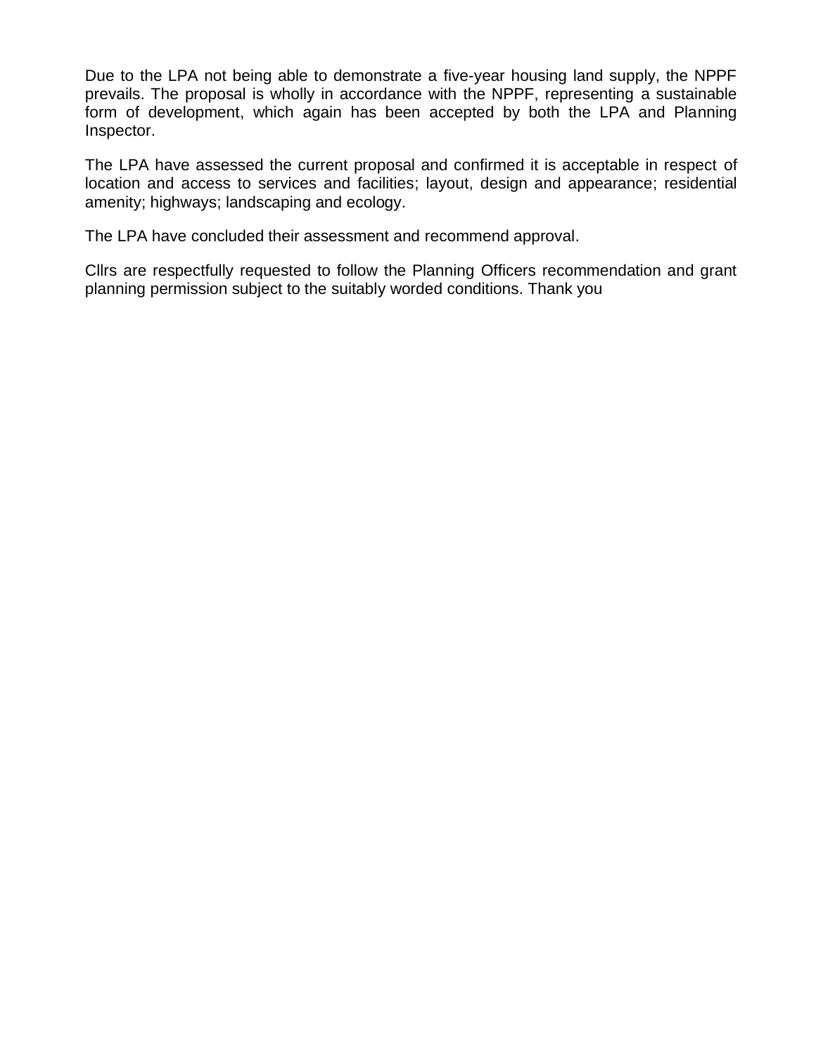Due to the LPA not being able to demonstrate a five-year housing land supply, the NPPF prevails. The proposal is wholly in accordance with the NPPF, representing a sustainable form of development, which again has been accepted by both the LPA and Planning Inspector.

The LPA have assessed the current proposal and confirmed it is acceptable in respect of location and access to services and facilities; layout, design and appearance; residential amenity; highways; landscaping and ecology.

The LPA have concluded their assessment and recommend approval.

Cllrs are respectfully requested to follow the Planning Officers recommendation and grant planning permission subject to the suitably worded conditions. Thank you